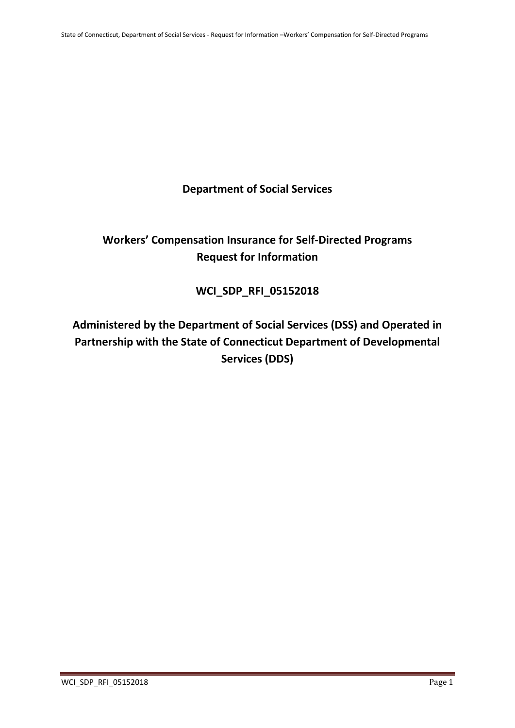# Department of Social Services

## Workers' Compensation Insurance for Self-Directed Programs
## Request for Information

## WCI_SDP_RFI_05152018

## Administered by the Department of Social Services (DSS) and Operated in Partnership with the State of Connecticut Department of Developmental Services (DDS)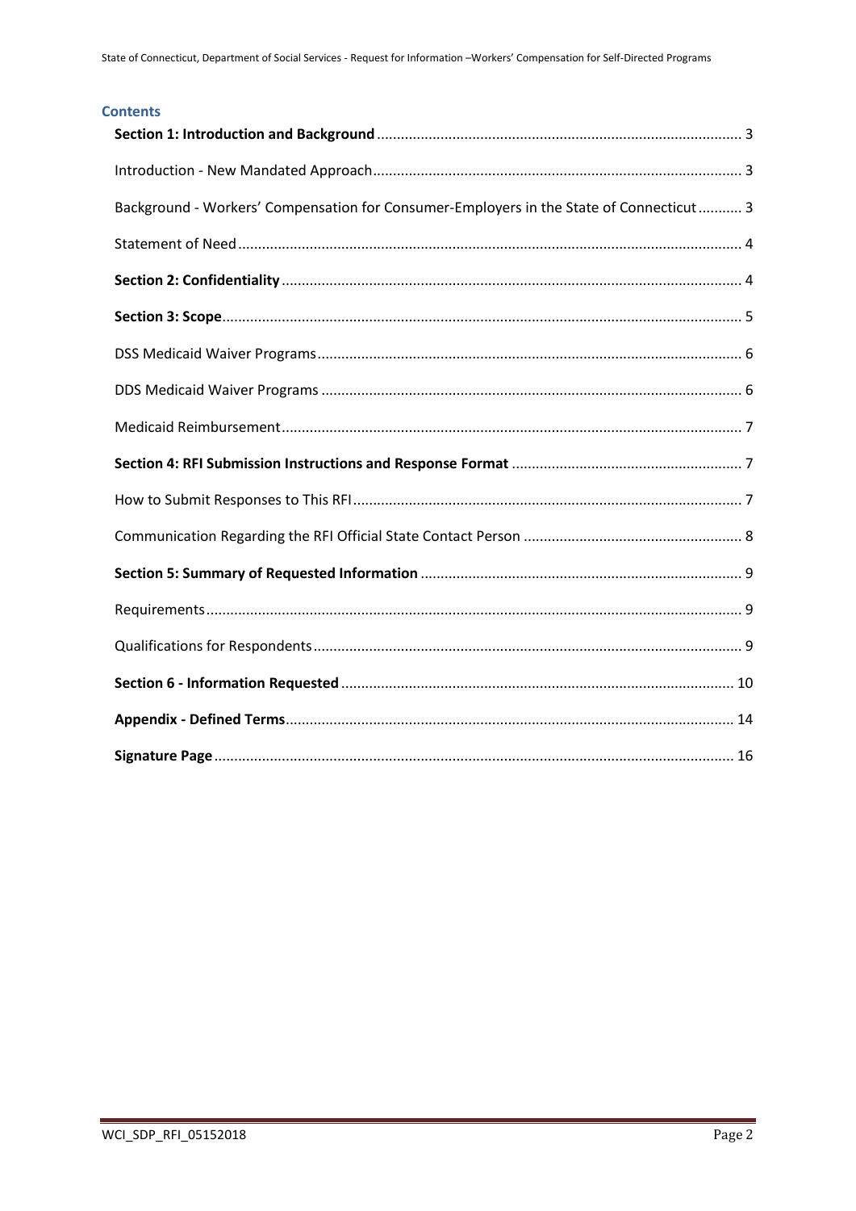## Contents

**Section 1: Introduction and Background** ........ 3

Introduction - New Mandated Approach ........ 3

Background - Workers' Compensation for Consumer-Employers in the State of Connecticut ........ 3

Statement of Need ........ 4

**Section 2: Confidentiality** ........ 4

**Section 3: Scope** ........ 5

DSS Medicaid Waiver Programs ........ 6

DDS Medicaid Waiver Programs ........ 6

Medicaid Reimbursement ........ 7

**Section 4: RFI Submission Instructions and Response Format** ........ 7

How to Submit Responses to This RFI ........ 7

Communication Regarding the RFI Official State Contact Person ........ 8

**Section 5: Summary of Requested Information** ........ 9

Requirements ........ 9

Qualifications for Respondents ........ 9

**Section 6 - Information Requested** ........ 10

**Appendix - Defined Terms** ........ 14

**Signature Page** ........ 16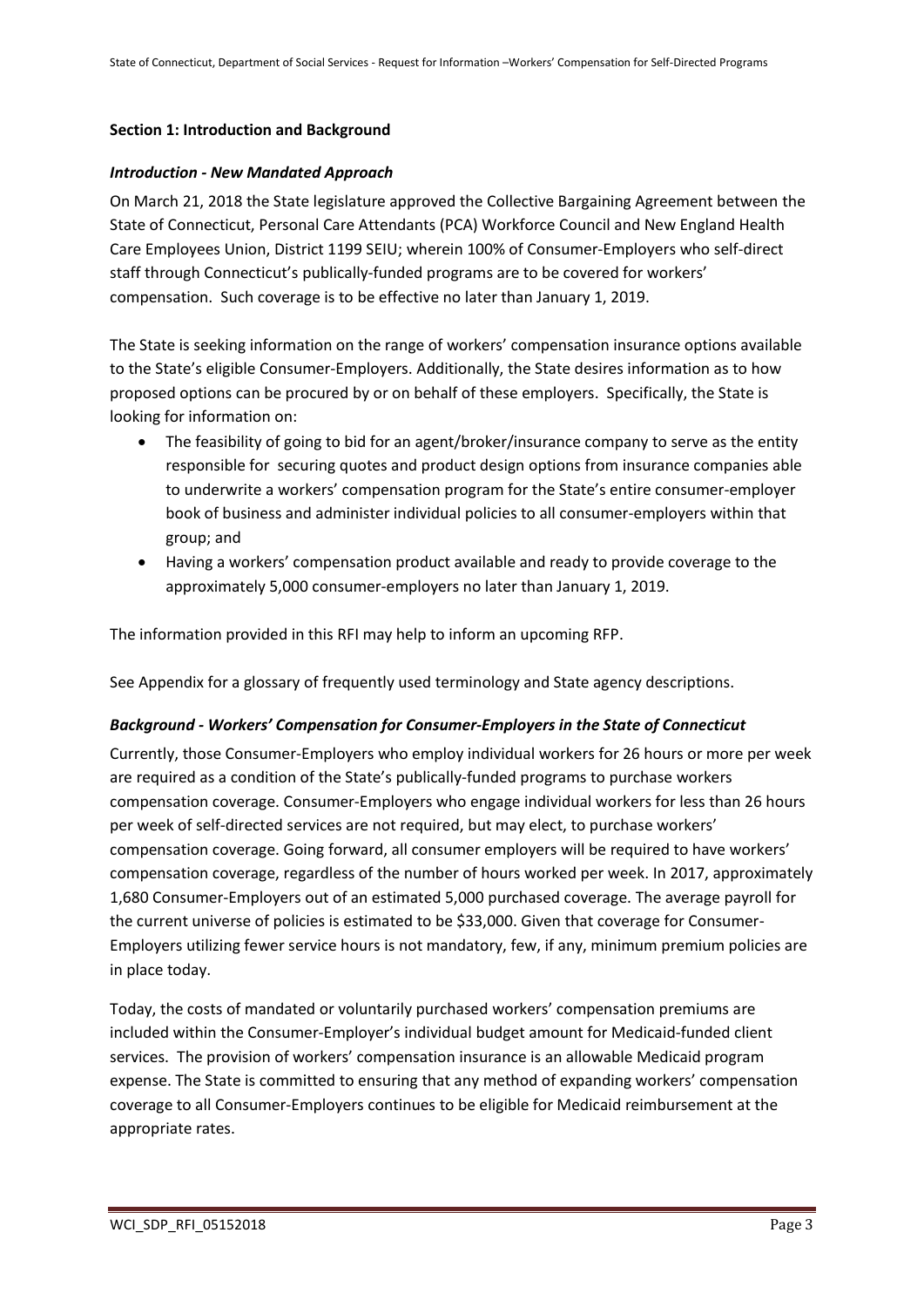## Section 1: Introduction and Background

### *Introduction - New Mandated Approach*

On March 21, 2018 the State legislature approved the Collective Bargaining Agreement between the State of Connecticut, Personal Care Attendants (PCA) Workforce Council and New England Health Care Employees Union, District 1199 SEIU; wherein 100% of Consumer-Employers who self-direct staff through Connecticut's publically-funded programs are to be covered for workers' compensation. Such coverage is to be effective no later than January 1, 2019.

The State is seeking information on the range of workers' compensation insurance options available to the State's eligible Consumer-Employers. Additionally, the State desires information as to how proposed options can be procured by or on behalf of these employers. Specifically, the State is looking for information on:

- The feasibility of going to bid for an agent/broker/insurance company to serve as the entity responsible for securing quotes and product design options from insurance companies able to underwrite a workers' compensation program for the State's entire consumer-employer book of business and administer individual policies to all consumer-employers within that group; and
- Having a workers' compensation product available and ready to provide coverage to the approximately 5,000 consumer-employers no later than January 1, 2019.

The information provided in this RFI may help to inform an upcoming RFP.

See Appendix for a glossary of frequently used terminology and State agency descriptions.

### *Background - Workers' Compensation for Consumer-Employers in the State of Connecticut*

Currently, those Consumer-Employers who employ individual workers for 26 hours or more per week are required as a condition of the State's publically-funded programs to purchase workers compensation coverage. Consumer-Employers who engage individual workers for less than 26 hours per week of self-directed services are not required, but may elect, to purchase workers' compensation coverage. Going forward, all consumer employers will be required to have workers' compensation coverage, regardless of the number of hours worked per week. In 2017, approximately 1,680 Consumer-Employers out of an estimated 5,000 purchased coverage. The average payroll for the current universe of policies is estimated to be $33,000. Given that coverage for Consumer-Employers utilizing fewer service hours is not mandatory, few, if any, minimum premium policies are in place today.

Today, the costs of mandated or voluntarily purchased workers' compensation premiums are included within the Consumer-Employer's individual budget amount for Medicaid-funded client services. The provision of workers' compensation insurance is an allowable Medicaid program expense. The State is committed to ensuring that any method of expanding workers' compensation coverage to all Consumer-Employers continues to be eligible for Medicaid reimbursement at the appropriate rates.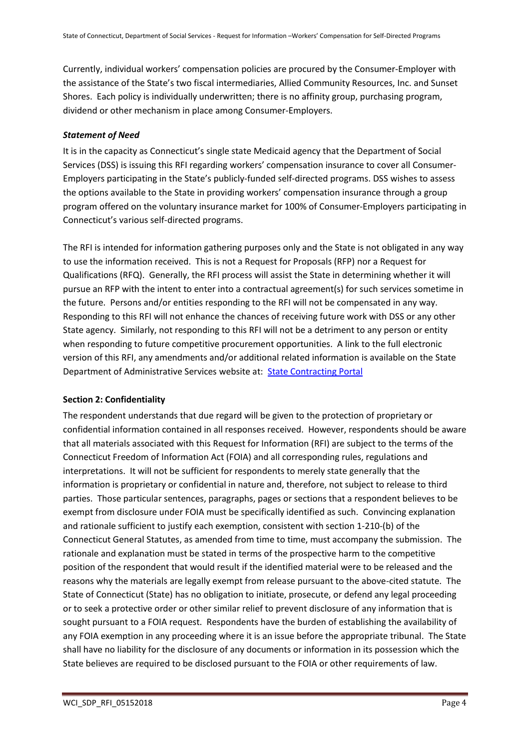Currently, individual workers' compensation policies are procured by the Consumer-Employer with the assistance of the State's two fiscal intermediaries, Allied Community Resources, Inc. and Sunset Shores. Each policy is individually underwritten; there is no affinity group, purchasing program, dividend or other mechanism in place among Consumer-Employers.

***Statement of Need***

It is in the capacity as Connecticut's single state Medicaid agency that the Department of Social Services (DSS) is issuing this RFI regarding workers' compensation insurance to cover all Consumer-Employers participating in the State's publicly-funded self-directed programs. DSS wishes to assess the options available to the State in providing workers' compensation insurance through a group program offered on the voluntary insurance market for 100% of Consumer-Employers participating in Connecticut's various self-directed programs.

The RFI is intended for information gathering purposes only and the State is not obligated in any way to use the information received. This is not a Request for Proposals (RFP) nor a Request for Qualifications (RFQ). Generally, the RFI process will assist the State in determining whether it will pursue an RFP with the intent to enter into a contractual agreement(s) for such services sometime in the future. Persons and/or entities responding to the RFI will not be compensated in any way. Responding to this RFI will not enhance the chances of receiving future work with DSS or any other State agency. Similarly, not responding to this RFI will not be a detriment to any person or entity when responding to future competitive procurement opportunities. A link to the full electronic version of this RFI, any amendments and/or additional related information is available on the State Department of Administrative Services website at: [State Contracting Portal]

**Section 2: Confidentiality**

The respondent understands that due regard will be given to the protection of proprietary or confidential information contained in all responses received. However, respondents should be aware that all materials associated with this Request for Information (RFI) are subject to the terms of the Connecticut Freedom of Information Act (FOIA) and all corresponding rules, regulations and interpretations. It will not be sufficient for respondents to merely state generally that the information is proprietary or confidential in nature and, therefore, not subject to release to third parties. Those particular sentences, paragraphs, pages or sections that a respondent believes to be exempt from disclosure under FOIA must be specifically identified as such. Convincing explanation and rationale sufficient to justify each exemption, consistent with section 1-210-(b) of the Connecticut General Statutes, as amended from time to time, must accompany the submission. The rationale and explanation must be stated in terms of the prospective harm to the competitive position of the respondent that would result if the identified material were to be released and the reasons why the materials are legally exempt from release pursuant to the above-cited statute. The State of Connecticut (State) has no obligation to initiate, prosecute, or defend any legal proceeding or to seek a protective order or other similar relief to prevent disclosure of any information that is sought pursuant to a FOIA request. Respondents have the burden of establishing the availability of any FOIA exemption in any proceeding where it is an issue before the appropriate tribunal. The State shall have no liability for the disclosure of any documents or information in its possession which the State believes are required to be disclosed pursuant to the FOIA or other requirements of law.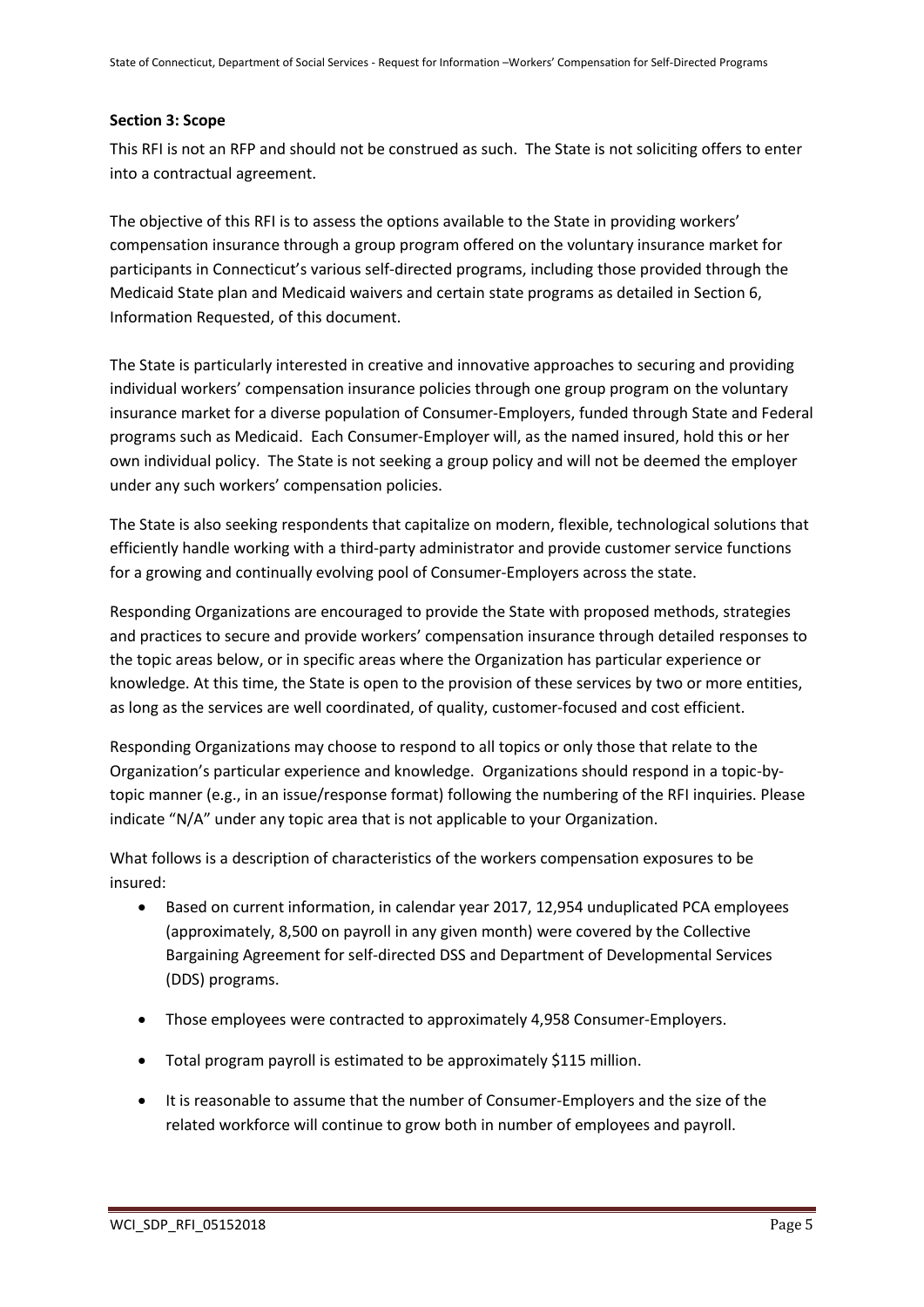**Section 3: Scope**

This RFI is not an RFP and should not be construed as such. The State is not soliciting offers to enter into a contractual agreement.

The objective of this RFI is to assess the options available to the State in providing workers' compensation insurance through a group program offered on the voluntary insurance market for participants in Connecticut's various self-directed programs, including those provided through the Medicaid State plan and Medicaid waivers and certain state programs as detailed in Section 6, Information Requested, of this document.

The State is particularly interested in creative and innovative approaches to securing and providing individual workers' compensation insurance policies through one group program on the voluntary insurance market for a diverse population of Consumer-Employers, funded through State and Federal programs such as Medicaid. Each Consumer-Employer will, as the named insured, hold this or her own individual policy. The State is not seeking a group policy and will not be deemed the employer under any such workers' compensation policies.

The State is also seeking respondents that capitalize on modern, flexible, technological solutions that efficiently handle working with a third-party administrator and provide customer service functions for a growing and continually evolving pool of Consumer-Employers across the state.

Responding Organizations are encouraged to provide the State with proposed methods, strategies and practices to secure and provide workers' compensation insurance through detailed responses to the topic areas below, or in specific areas where the Organization has particular experience or knowledge. At this time, the State is open to the provision of these services by two or more entities, as long as the services are well coordinated, of quality, customer-focused and cost efficient.

Responding Organizations may choose to respond to all topics or only those that relate to the Organization's particular experience and knowledge. Organizations should respond in a topic-by-topic manner (e.g., in an issue/response format) following the numbering of the RFI inquiries. Please indicate "N/A" under any topic area that is not applicable to your Organization.

What follows is a description of characteristics of the workers compensation exposures to be insured:

- Based on current information, in calendar year 2017, 12,954 unduplicated PCA employees (approximately, 8,500 on payroll in any given month) were covered by the Collective Bargaining Agreement for self-directed DSS and Department of Developmental Services (DDS) programs.
- Those employees were contracted to approximately 4,958 Consumer-Employers.
- Total program payroll is estimated to be approximately $115 million.
- It is reasonable to assume that the number of Consumer-Employers and the size of the related workforce will continue to grow both in number of employees and payroll.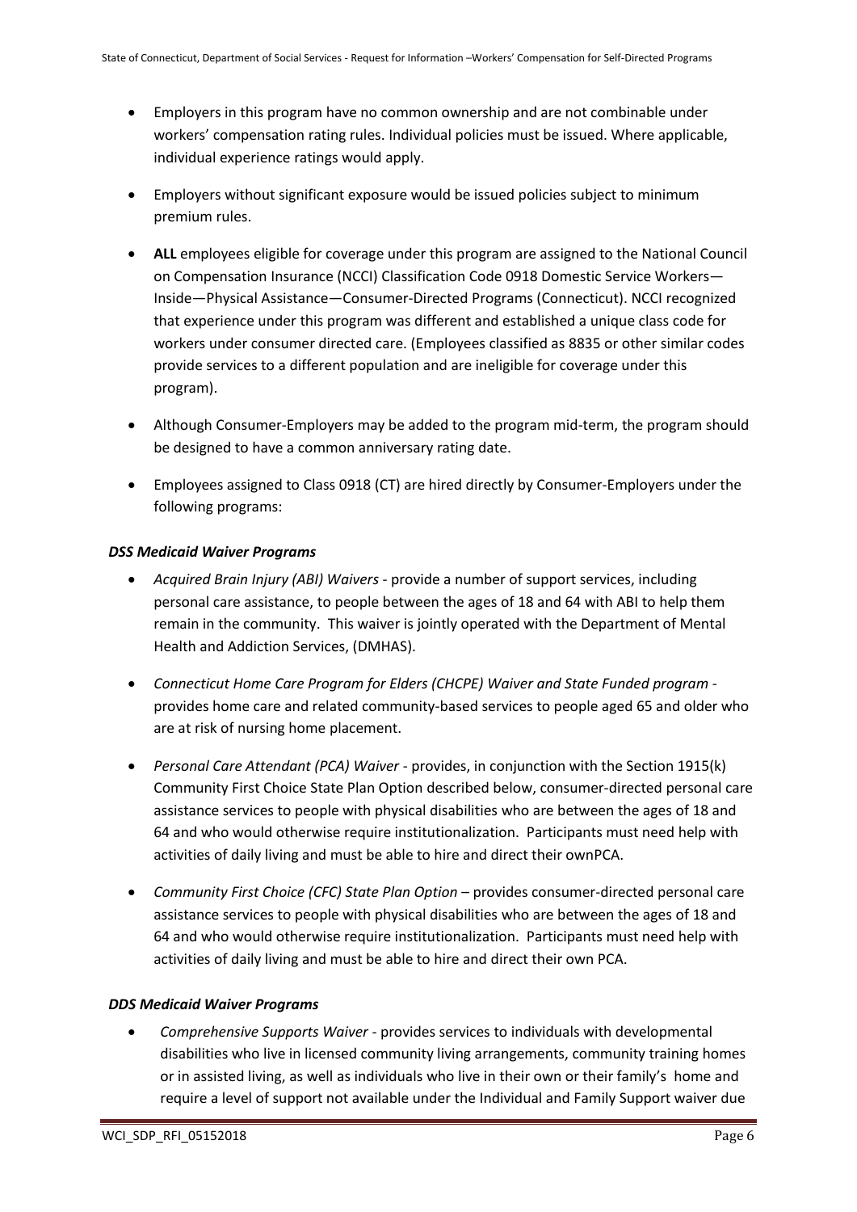- Employers in this program have no common ownership and are not combinable under workers' compensation rating rules. Individual policies must be issued. Where applicable, individual experience ratings would apply.

- Employers without significant exposure would be issued policies subject to minimum premium rules.

- **ALL** employees eligible for coverage under this program are assigned to the National Council on Compensation Insurance (NCCI) Classification Code 0918 Domestic Service Workers—Inside—Physical Assistance—Consumer-Directed Programs (Connecticut). NCCI recognized that experience under this program was different and established a unique class code for workers under consumer directed care. (Employees classified as 8835 or other similar codes provide services to a different population and are ineligible for coverage under this program).

- Although Consumer-Employers may be added to the program mid-term, the program should be designed to have a common anniversary rating date.

- Employees assigned to Class 0918 (CT) are hired directly by Consumer-Employers under the following programs:

***DSS Medicaid Waiver Programs***

- *Acquired Brain Injury (ABI) Waivers* - provide a number of support services, including personal care assistance, to people between the ages of 18 and 64 with ABI to help them remain in the community. This waiver is jointly operated with the Department of Mental Health and Addiction Services, (DMHAS).

- *Connecticut Home Care Program for Elders (CHCPE) Waiver and State Funded program* - provides home care and related community-based services to people aged 65 and older who are at risk of nursing home placement.

- *Personal Care Attendant (PCA) Waiver* - provides, in conjunction with the Section 1915(k) Community First Choice State Plan Option described below, consumer-directed personal care assistance services to people with physical disabilities who are between the ages of 18 and 64 and who would otherwise require institutionalization. Participants must need help with activities of daily living and must be able to hire and direct their ownPCA.

- *Community First Choice (CFC) State Plan Option* – provides consumer-directed personal care assistance services to people with physical disabilities who are between the ages of 18 and 64 and who would otherwise require institutionalization. Participants must need help with activities of daily living and must be able to hire and direct their own PCA.

***DDS Medicaid Waiver Programs***

- *Comprehensive Supports Waiver* - provides services to individuals with developmental disabilities who live in licensed community living arrangements, community training homes or in assisted living, as well as individuals who live in their own or their family's home and require a level of support not available under the Individual and Family Support waiver due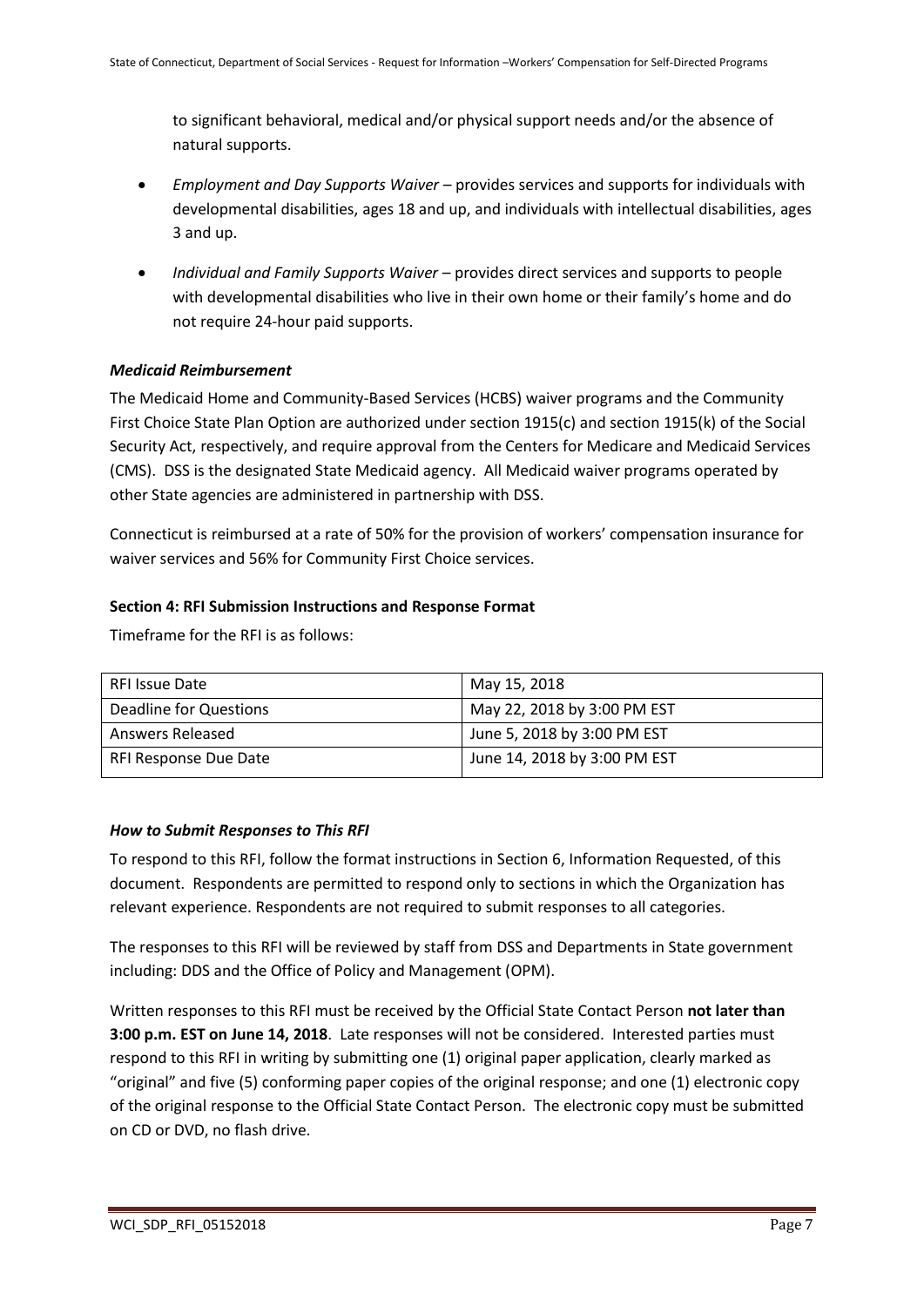to significant behavioral, medical and/or physical support needs and/or the absence of natural supports.

- *Employment and Day Supports Waiver* – provides services and supports for individuals with developmental disabilities, ages 18 and up, and individuals with intellectual disabilities, ages 3 and up.
- *Individual and Family Supports Waiver* – provides direct services and supports to people with developmental disabilities who live in their own home or their family's home and do not require 24-hour paid supports.

### *Medicaid Reimbursement*

The Medicaid Home and Community-Based Services (HCBS) waiver programs and the Community First Choice State Plan Option are authorized under section 1915(c) and section 1915(k) of the Social Security Act, respectively, and require approval from the Centers for Medicare and Medicaid Services (CMS). DSS is the designated State Medicaid agency. All Medicaid waiver programs operated by other State agencies are administered in partnership with DSS.

Connecticut is reimbursed at a rate of 50% for the provision of workers' compensation insurance for waiver services and 56% for Community First Choice services.

## Section 4: RFI Submission Instructions and Response Format

Timeframe for the RFI is as follows:

| RFI Issue Date | May 15, 2018 |
|---|---|
| Deadline for Questions | May 22, 2018 by 3:00 PM EST |
| Answers Released | June 5, 2018 by 3:00 PM EST |
| RFI Response Due Date | June 14, 2018 by 3:00 PM EST |

### *How to Submit Responses to This RFI*

To respond to this RFI, follow the format instructions in Section 6, Information Requested, of this document. Respondents are permitted to respond only to sections in which the Organization has relevant experience. Respondents are not required to submit responses to all categories.

The responses to this RFI will be reviewed by staff from DSS and Departments in State government including: DDS and the Office of Policy and Management (OPM).

Written responses to this RFI must be received by the Official State Contact Person **not later than 3:00 p.m. EST on June 14, 2018**. Late responses will not be considered. Interested parties must respond to this RFI in writing by submitting one (1) original paper application, clearly marked as "original" and five (5) conforming paper copies of the original response; and one (1) electronic copy of the original response to the Official State Contact Person. The electronic copy must be submitted on CD or DVD, no flash drive.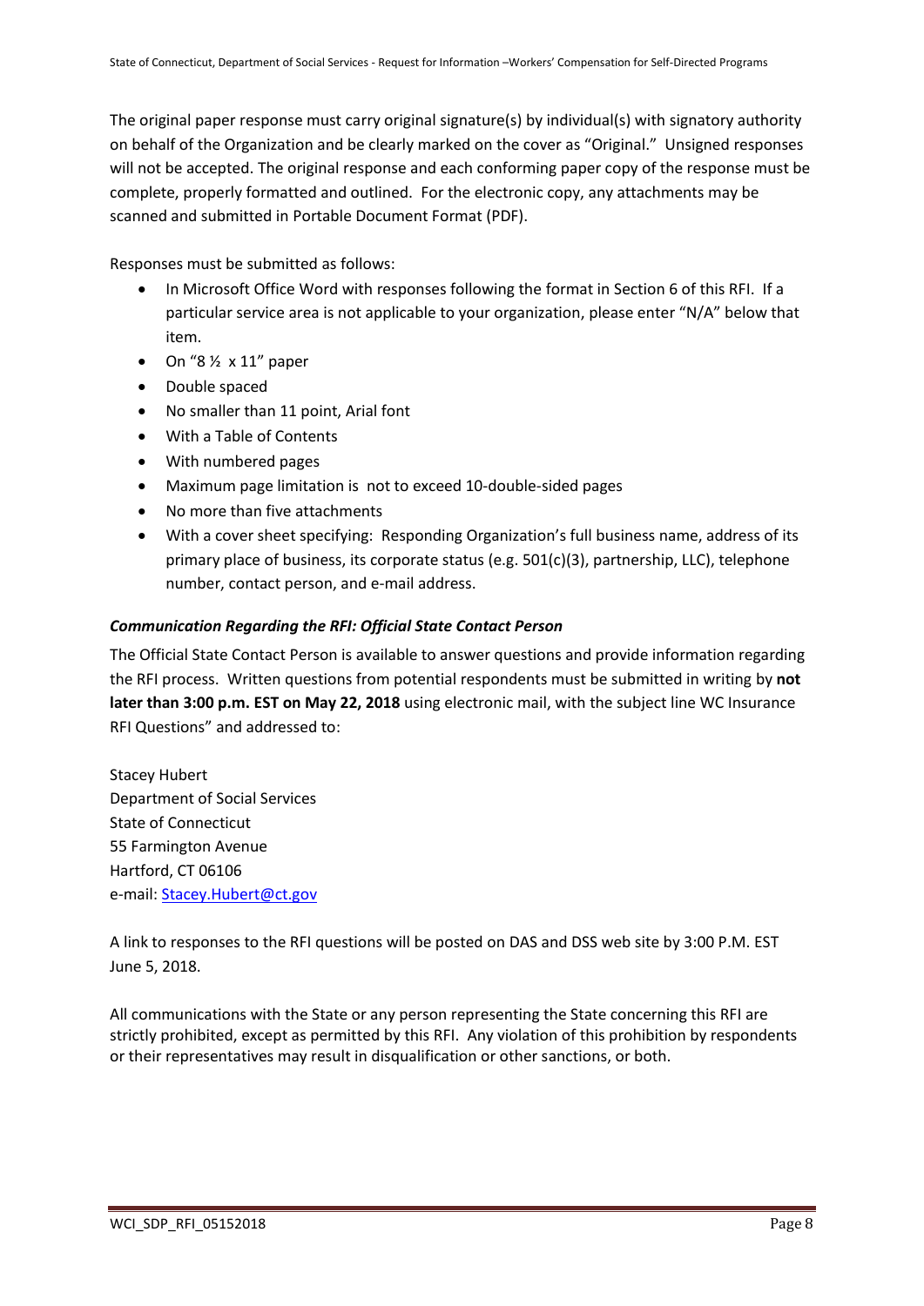The original paper response must carry original signature(s) by individual(s) with signatory authority on behalf of the Organization and be clearly marked on the cover as "Original." Unsigned responses will not be accepted. The original response and each conforming paper copy of the response must be complete, properly formatted and outlined. For the electronic copy, any attachments may be scanned and submitted in Portable Document Format (PDF).

Responses must be submitted as follows:

- In Microsoft Office Word with responses following the format in Section 6 of this RFI. If a particular service area is not applicable to your organization, please enter "N/A" below that item.
- On "8 ½ x 11" paper
- Double spaced
- No smaller than 11 point, Arial font
- With a Table of Contents
- With numbered pages
- Maximum page limitation is not to exceed 10-double-sided pages
- No more than five attachments
- With a cover sheet specifying: Responding Organization's full business name, address of its primary place of business, its corporate status (e.g. 501(c)(3), partnership, LLC), telephone number, contact person, and e-mail address.

***Communication Regarding the RFI: Official State Contact Person***

The Official State Contact Person is available to answer questions and provide information regarding the RFI process. Written questions from potential respondents must be submitted in writing by **not later than 3:00 p.m. EST on May 22, 2018** using electronic mail, with the subject line WC Insurance RFI Questions" and addressed to:

Stacey Hubert
Department of Social Services
State of Connecticut
55 Farmington Avenue
Hartford, CT 06106
e-mail: Stacey.Hubert@ct.gov

A link to responses to the RFI questions will be posted on DAS and DSS web site by 3:00 P.M. EST June 5, 2018.

All communications with the State or any person representing the State concerning this RFI are strictly prohibited, except as permitted by this RFI. Any violation of this prohibition by respondents or their representatives may result in disqualification or other sanctions, or both.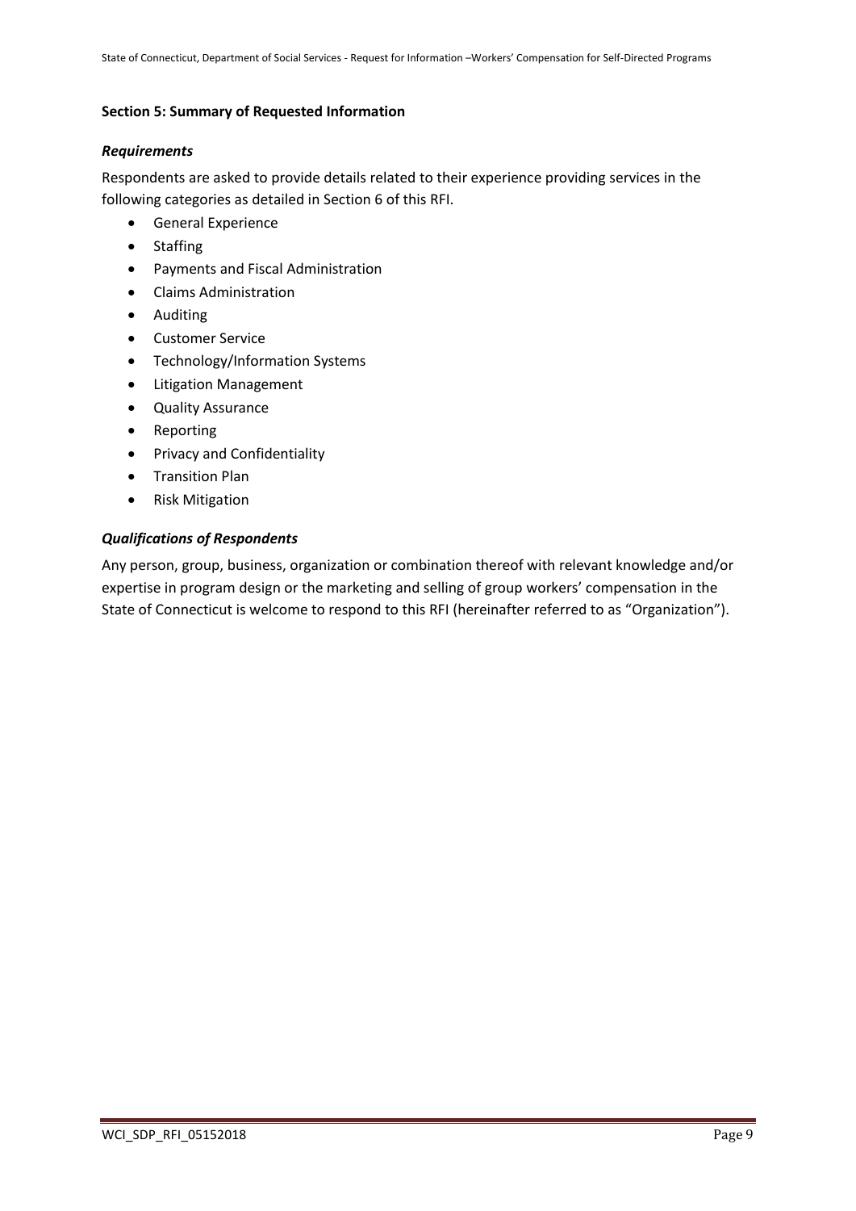## Section 5: Summary of Requested Information

### *Requirements*

Respondents are asked to provide details related to their experience providing services in the following categories as detailed in Section 6 of this RFI.

- General Experience
- Staffing
- Payments and Fiscal Administration
- Claims Administration
- Auditing
- Customer Service
- Technology/Information Systems
- Litigation Management
- Quality Assurance
- Reporting
- Privacy and Confidentiality
- Transition Plan
- Risk Mitigation

### *Qualifications of Respondents*

Any person, group, business, organization or combination thereof with relevant knowledge and/or expertise in program design or the marketing and selling of group workers' compensation in the State of Connecticut is welcome to respond to this RFI (hereinafter referred to as "Organization").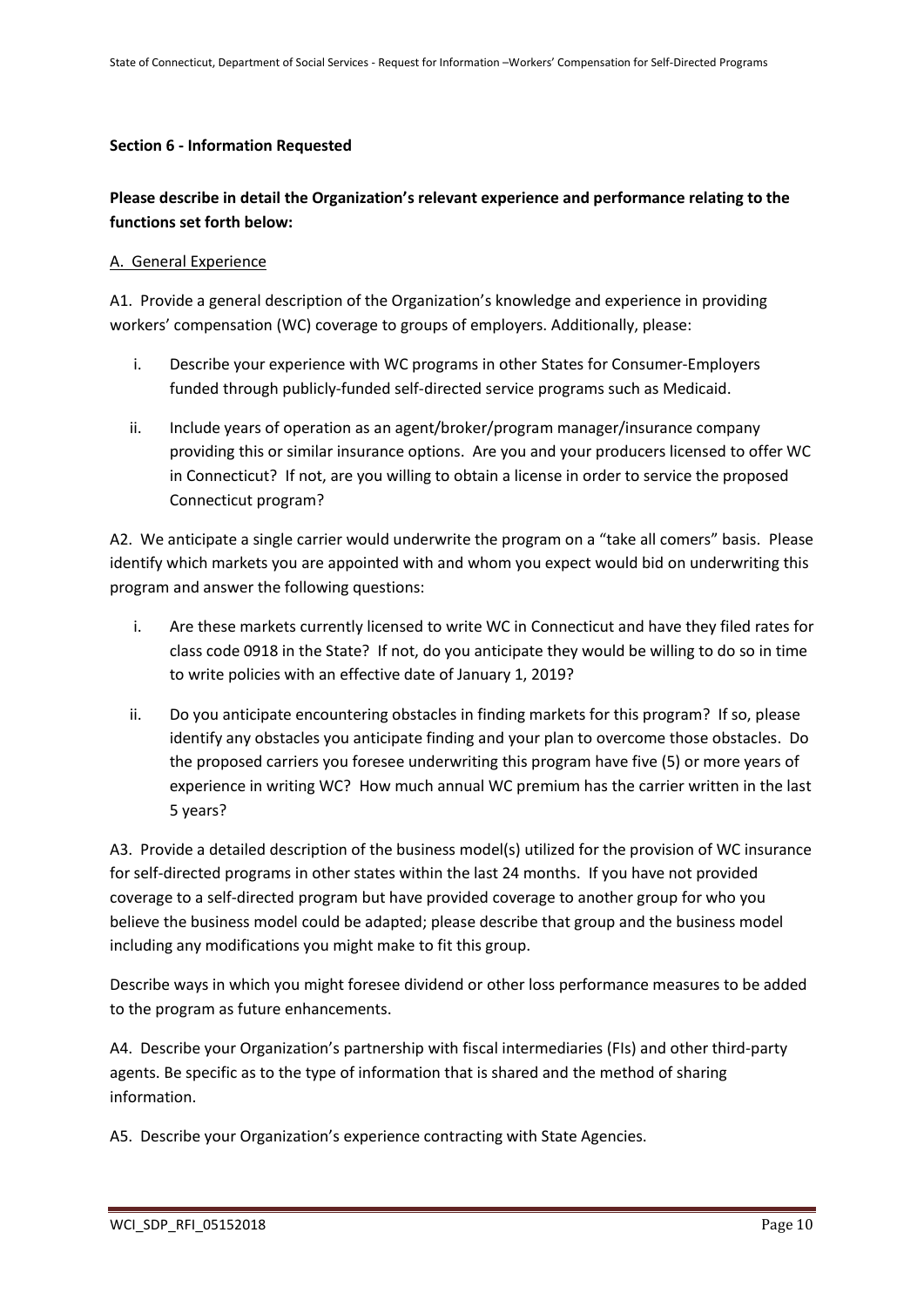## Section 6 - Information Requested

**Please describe in detail the Organization's relevant experience and performance relating to the functions set forth below:**

### A. General Experience

A1. Provide a general description of the Organization's knowledge and experience in providing workers' compensation (WC) coverage to groups of employers. Additionally, please:

i. Describe your experience with WC programs in other States for Consumer-Employers funded through publicly-funded self-directed service programs such as Medicaid.

ii. Include years of operation as an agent/broker/program manager/insurance company providing this or similar insurance options. Are you and your producers licensed to offer WC in Connecticut? If not, are you willing to obtain a license in order to service the proposed Connecticut program?

A2. We anticipate a single carrier would underwrite the program on a "take all comers" basis. Please identify which markets you are appointed with and whom you expect would bid on underwriting this program and answer the following questions:

i. Are these markets currently licensed to write WC in Connecticut and have they filed rates for class code 0918 in the State? If not, do you anticipate they would be willing to do so in time to write policies with an effective date of January 1, 2019?

ii. Do you anticipate encountering obstacles in finding markets for this program? If so, please identify any obstacles you anticipate finding and your plan to overcome those obstacles. Do the proposed carriers you foresee underwriting this program have five (5) or more years of experience in writing WC? How much annual WC premium has the carrier written in the last 5 years?

A3. Provide a detailed description of the business model(s) utilized for the provision of WC insurance for self-directed programs in other states within the last 24 months. If you have not provided coverage to a self-directed program but have provided coverage to another group for who you believe the business model could be adapted; please describe that group and the business model including any modifications you might make to fit this group.

Describe ways in which you might foresee dividend or other loss performance measures to be added to the program as future enhancements.

A4. Describe your Organization's partnership with fiscal intermediaries (FIs) and other third-party agents. Be specific as to the type of information that is shared and the method of sharing information.

A5. Describe your Organization's experience contracting with State Agencies.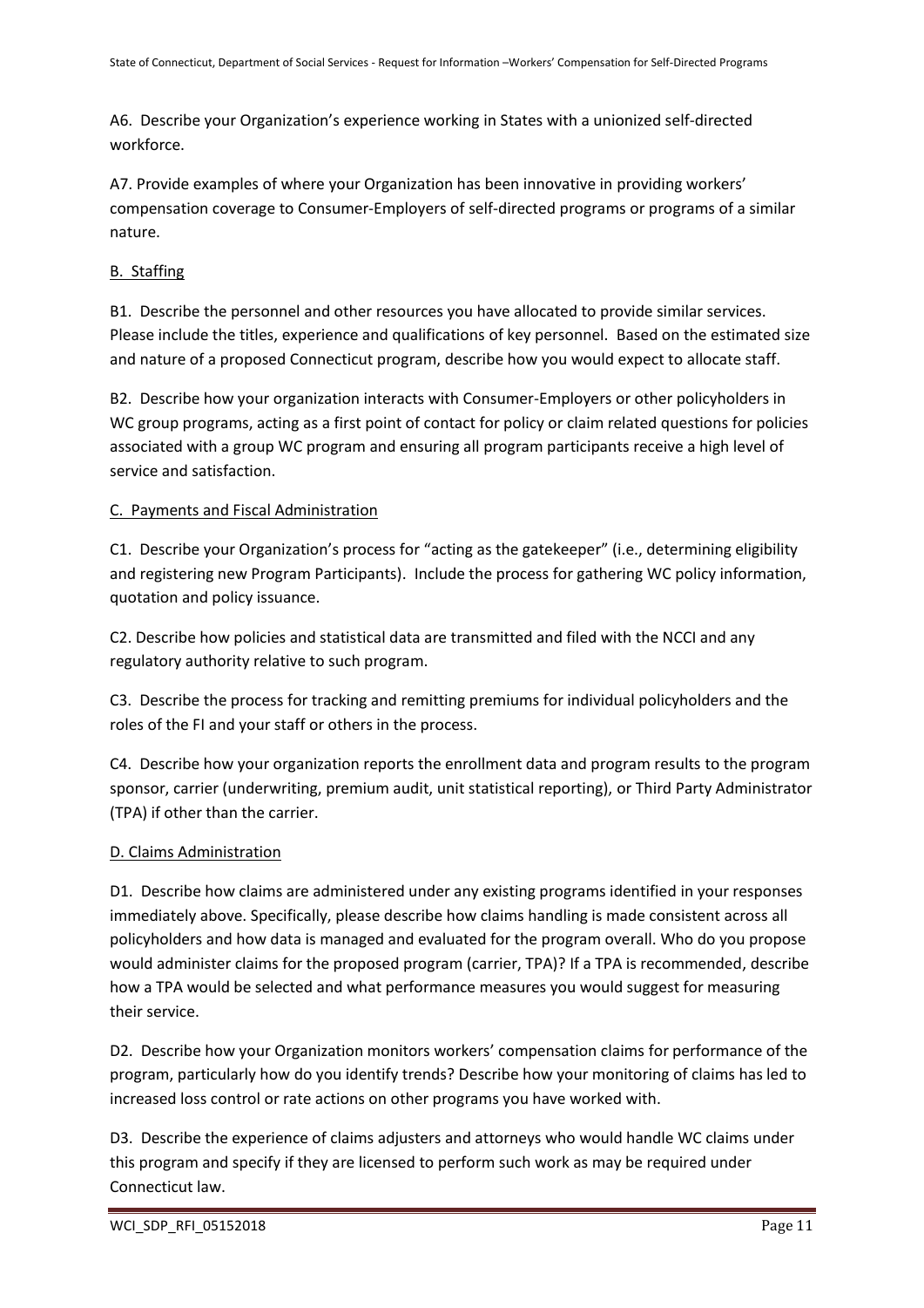A6. Describe your Organization's experience working in States with a unionized self-directed workforce.

A7. Provide examples of where your Organization has been innovative in providing workers' compensation coverage to Consumer-Employers of self-directed programs or programs of a similar nature.

B. Staffing

B1. Describe the personnel and other resources you have allocated to provide similar services. Please include the titles, experience and qualifications of key personnel. Based on the estimated size and nature of a proposed Connecticut program, describe how you would expect to allocate staff.

B2. Describe how your organization interacts with Consumer-Employers or other policyholders in WC group programs, acting as a first point of contact for policy or claim related questions for policies associated with a group WC program and ensuring all program participants receive a high level of service and satisfaction.

C. Payments and Fiscal Administration

C1. Describe your Organization's process for "acting as the gatekeeper" (i.e., determining eligibility and registering new Program Participants). Include the process for gathering WC policy information, quotation and policy issuance.

C2. Describe how policies and statistical data are transmitted and filed with the NCCI and any regulatory authority relative to such program.

C3. Describe the process for tracking and remitting premiums for individual policyholders and the roles of the FI and your staff or others in the process.

C4. Describe how your organization reports the enrollment data and program results to the program sponsor, carrier (underwriting, premium audit, unit statistical reporting), or Third Party Administrator (TPA) if other than the carrier.

D. Claims Administration

D1. Describe how claims are administered under any existing programs identified in your responses immediately above. Specifically, please describe how claims handling is made consistent across all policyholders and how data is managed and evaluated for the program overall. Who do you propose would administer claims for the proposed program (carrier, TPA)? If a TPA is recommended, describe how a TPA would be selected and what performance measures you would suggest for measuring their service.

D2. Describe how your Organization monitors workers' compensation claims for performance of the program, particularly how do you identify trends? Describe how your monitoring of claims has led to increased loss control or rate actions on other programs you have worked with.

D3. Describe the experience of claims adjusters and attorneys who would handle WC claims under this program and specify if they are licensed to perform such work as may be required under Connecticut law.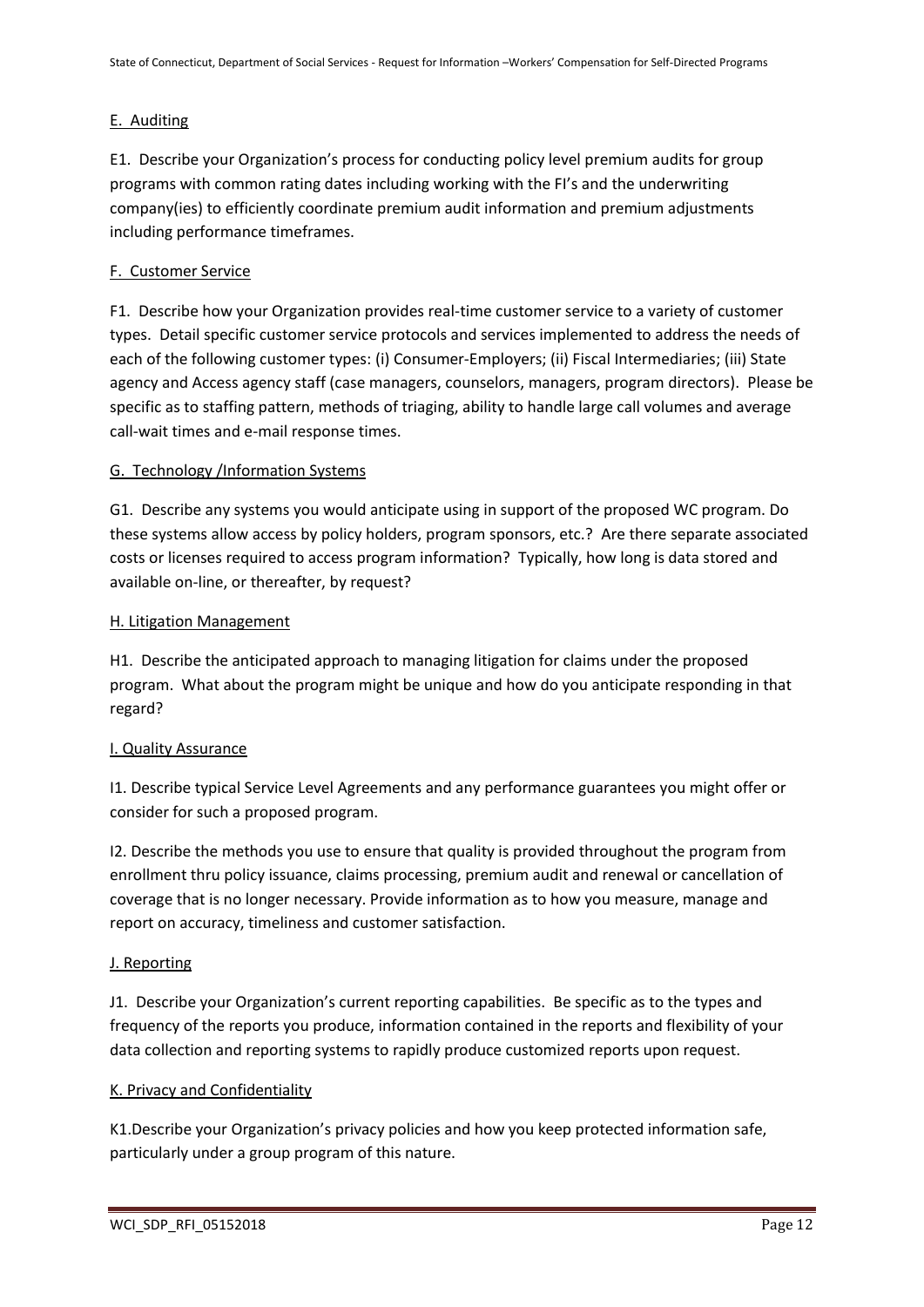## E. Auditing

E1. Describe your Organization's process for conducting policy level premium audits for group programs with common rating dates including working with the FI's and the underwriting company(ies) to efficiently coordinate premium audit information and premium adjustments including performance timeframes.

## F. Customer Service

F1. Describe how your Organization provides real-time customer service to a variety of customer types. Detail specific customer service protocols and services implemented to address the needs of each of the following customer types: (i) Consumer-Employers; (ii) Fiscal Intermediaries; (iii) State agency and Access agency staff (case managers, counselors, managers, program directors). Please be specific as to staffing pattern, methods of triaging, ability to handle large call volumes and average call-wait times and e-mail response times.

## G. Technology /Information Systems

G1. Describe any systems you would anticipate using in support of the proposed WC program. Do these systems allow access by policy holders, program sponsors, etc.? Are there separate associated costs or licenses required to access program information? Typically, how long is data stored and available on-line, or thereafter, by request?

## H. Litigation Management

H1. Describe the anticipated approach to managing litigation for claims under the proposed program. What about the program might be unique and how do you anticipate responding in that regard?

## I. Quality Assurance

I1. Describe typical Service Level Agreements and any performance guarantees you might offer or consider for such a proposed program.

I2. Describe the methods you use to ensure that quality is provided throughout the program from enrollment thru policy issuance, claims processing, premium audit and renewal or cancellation of coverage that is no longer necessary. Provide information as to how you measure, manage and report on accuracy, timeliness and customer satisfaction.

## J. Reporting

J1. Describe your Organization's current reporting capabilities. Be specific as to the types and frequency of the reports you produce, information contained in the reports and flexibility of your data collection and reporting systems to rapidly produce customized reports upon request.

## K. Privacy and Confidentiality

K1.Describe your Organization's privacy policies and how you keep protected information safe, particularly under a group program of this nature.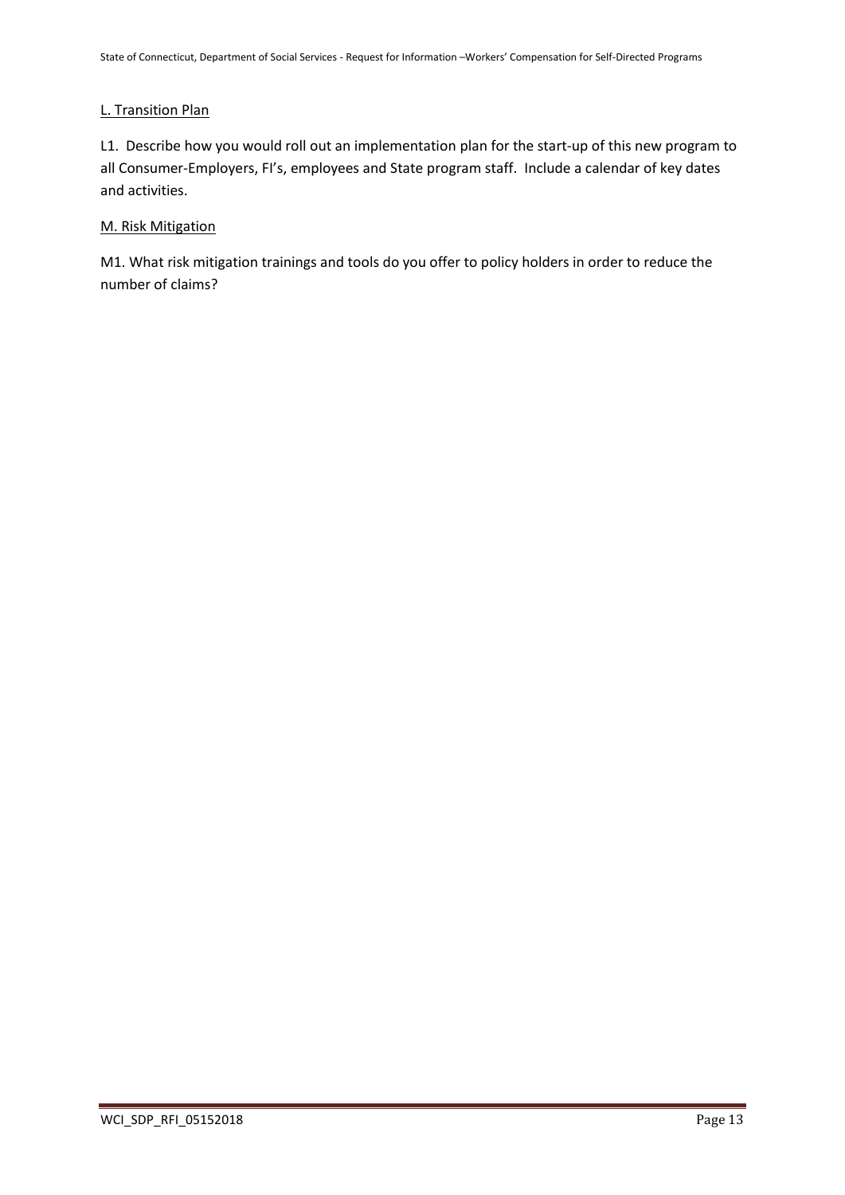## L. Transition Plan

L1. Describe how you would roll out an implementation plan for the start-up of this new program to all Consumer-Employers, FI's, employees and State program staff. Include a calendar of key dates and activities.

## M. Risk Mitigation

M1. What risk mitigation trainings and tools do you offer to policy holders in order to reduce the number of claims?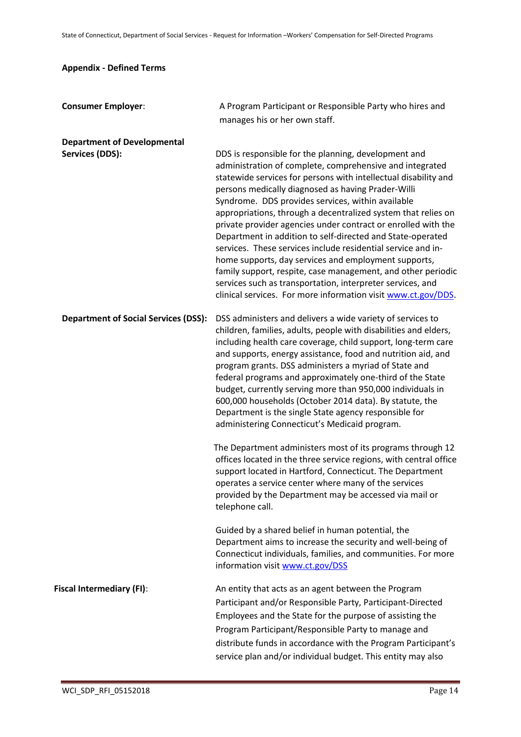**Appendix - Defined Terms**

**Consumer Employer**: A Program Participant or Responsible Party who hires and manages his or her own staff.

**Department of Developmental Services (DDS):** DDS is responsible for the planning, development and administration of complete, comprehensive and integrated statewide services for persons with intellectual disability and persons medically diagnosed as having Prader-Willi Syndrome. DDS provides services, within available appropriations, through a decentralized system that relies on private provider agencies under contract or enrolled with the Department in addition to self-directed and State-operated services. These services include residential service and in-home supports, day services and employment supports, family support, respite, case management, and other periodic services such as transportation, interpreter services, and clinical services. For more information visit www.ct.gov/DDS.

**Department of Social Services (DSS):** DSS administers and delivers a wide variety of services to children, families, adults, people with disabilities and elders, including health care coverage, child support, long-term care and supports, energy assistance, food and nutrition aid, and program grants. DSS administers a myriad of State and federal programs and approximately one-third of the State budget, currently serving more than 950,000 individuals in 600,000 households (October 2014 data). By statute, the Department is the single State agency responsible for administering Connecticut's Medicaid program.

The Department administers most of its programs through 12 offices located in the three service regions, with central office support located in Hartford, Connecticut. The Department operates a service center where many of the services provided by the Department may be accessed via mail or telephone call.

Guided by a shared belief in human potential, the Department aims to increase the security and well-being of Connecticut individuals, families, and communities. For more information visit www.ct.gov/DSS

**Fiscal Intermediary (FI)**: An entity that acts as an agent between the Program Participant and/or Responsible Party, Participant-Directed Employees and the State for the purpose of assisting the Program Participant/Responsible Party to manage and distribute funds in accordance with the Program Participant's service plan and/or individual budget. This entity may also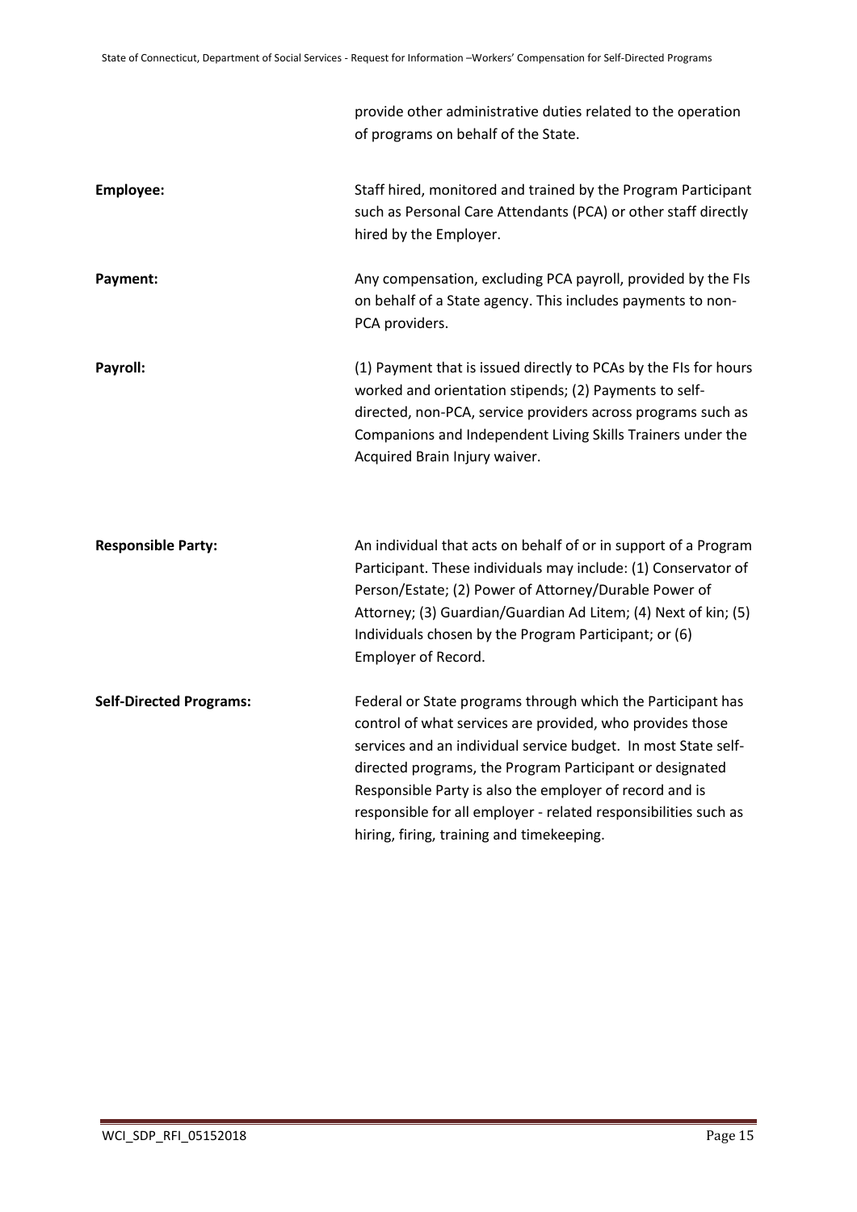| | |
|---|---|
| | provide other administrative duties related to the operation of programs on behalf of the State. |
| **Employee:** | Staff hired, monitored and trained by the Program Participant such as Personal Care Attendants (PCA) or other staff directly hired by the Employer. |
| **Payment:** | Any compensation, excluding PCA payroll, provided by the FIs on behalf of a State agency. This includes payments to non-PCA providers. |
| **Payroll:** | (1) Payment that is issued directly to PCAs by the FIs for hours worked and orientation stipends; (2) Payments to self-directed, non-PCA, service providers across programs such as Companions and Independent Living Skills Trainers under the Acquired Brain Injury waiver. |
| **Responsible Party:** | An individual that acts on behalf of or in support of a Program Participant. These individuals may include: (1) Conservator of Person/Estate; (2) Power of Attorney/Durable Power of Attorney; (3) Guardian/Guardian Ad Litem; (4) Next of kin; (5) Individuals chosen by the Program Participant; or (6) Employer of Record. |
| **Self-Directed Programs:** | Federal or State programs through which the Participant has control of what services are provided, who provides those services and an individual service budget. In most State self-directed programs, the Program Participant or designated Responsible Party is also the employer of record and is responsible for all employer - related responsibilities such as hiring, firing, training and timekeeping. |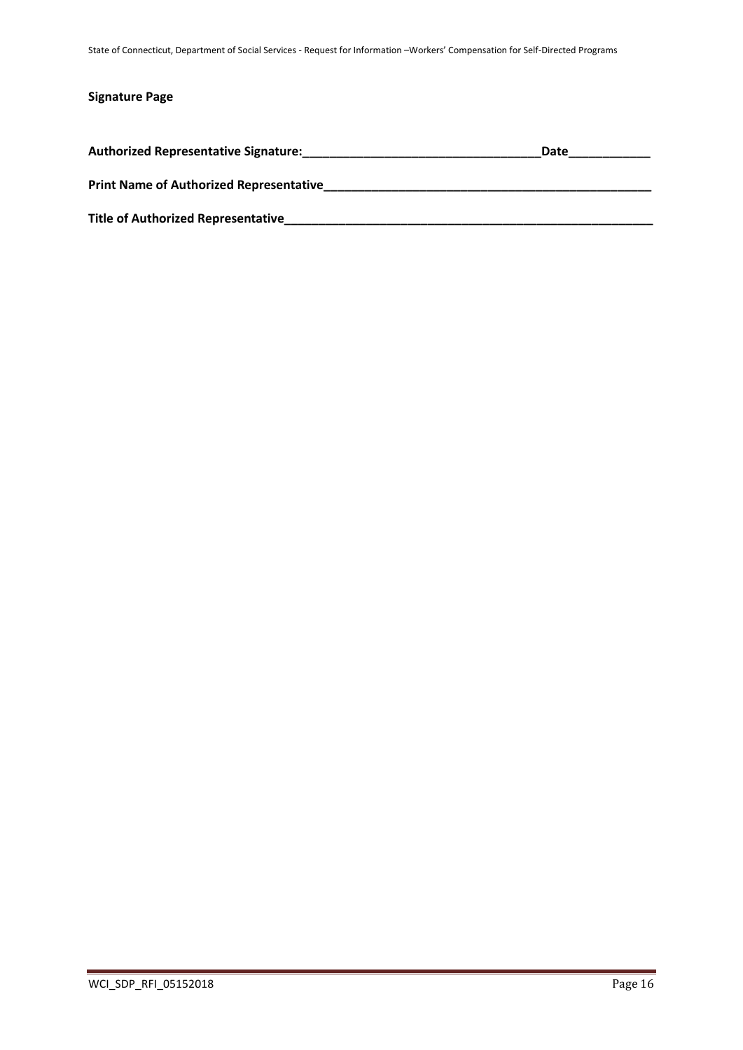**Signature Page**

**Authorized Representative Signature:\_\_\_\_\_\_\_\_\_\_\_\_\_\_\_\_\_\_\_\_\_\_\_\_\_\_\_\_\_\_\_\_\_\_Date\_\_\_\_\_\_\_\_\_\_\_\_**

**Print Name of Authorized Representative\_\_\_\_\_\_\_\_\_\_\_\_\_\_\_\_\_\_\_\_\_\_\_\_\_\_\_\_\_\_\_\_\_\_\_\_\_\_\_\_\_\_\_\_\_\_\_\_\_\_**

**Title of Authorized Representative\_\_\_\_\_\_\_\_\_\_\_\_\_\_\_\_\_\_\_\_\_\_\_\_\_\_\_\_\_\_\_\_\_\_\_\_\_\_\_\_\_\_\_\_\_\_\_\_\_\_\_\_\_\_\_\_**